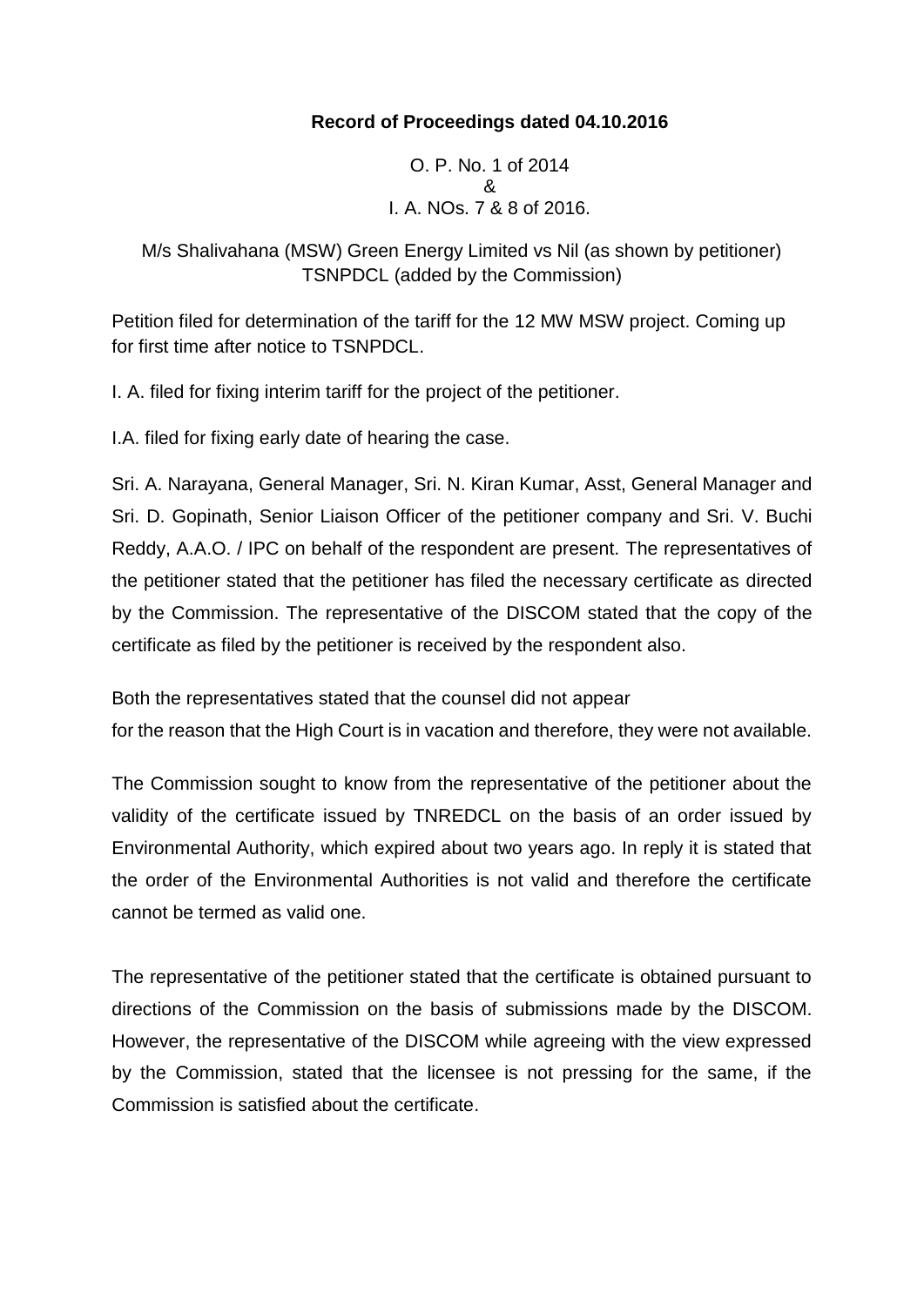**Record of Proceedings dated 04.10.2016**

O. P. No. 1 of 2014
&
I. A. NOs. 7 & 8 of 2016.

M/s Shalivahana (MSW) Green Energy Limited vs Nil (as shown by petitioner)
TSNPDCL (added by the Commission)

Petition filed for determination of the tariff for the 12 MW MSW project. Coming up for first time after notice to TSNPDCL.

I. A. filed for fixing interim tariff for the project of the petitioner.

I.A. filed for fixing early date of hearing the case.

Sri. A. Narayana, General Manager, Sri. N. Kiran Kumar, Asst, General Manager and Sri. D. Gopinath, Senior Liaison Officer of the petitioner company and Sri. V. Buchi Reddy, A.A.O. / IPC on behalf of the respondent are present. The representatives of the petitioner stated that the petitioner has filed the necessary certificate as directed by the Commission. The representative of the DISCOM stated that the copy of the certificate as filed by the petitioner is received by the respondent also.

Both the representatives stated that the counsel did not appear for the reason that the High Court is in vacation and therefore, they were not available.

The Commission sought to know from the representative of the petitioner about the validity of the certificate issued by TNREDCL on the basis of an order issued by Environmental Authority, which expired about two years ago. In reply it is stated that the order of the Environmental Authorities is not valid and therefore the certificate cannot be termed as valid one.

The representative of the petitioner stated that the certificate is obtained pursuant to directions of the Commission on the basis of submissions made by the DISCOM. However, the representative of the DISCOM while agreeing with the view expressed by the Commission, stated that the licensee is not pressing for the same, if the Commission is satisfied about the certificate.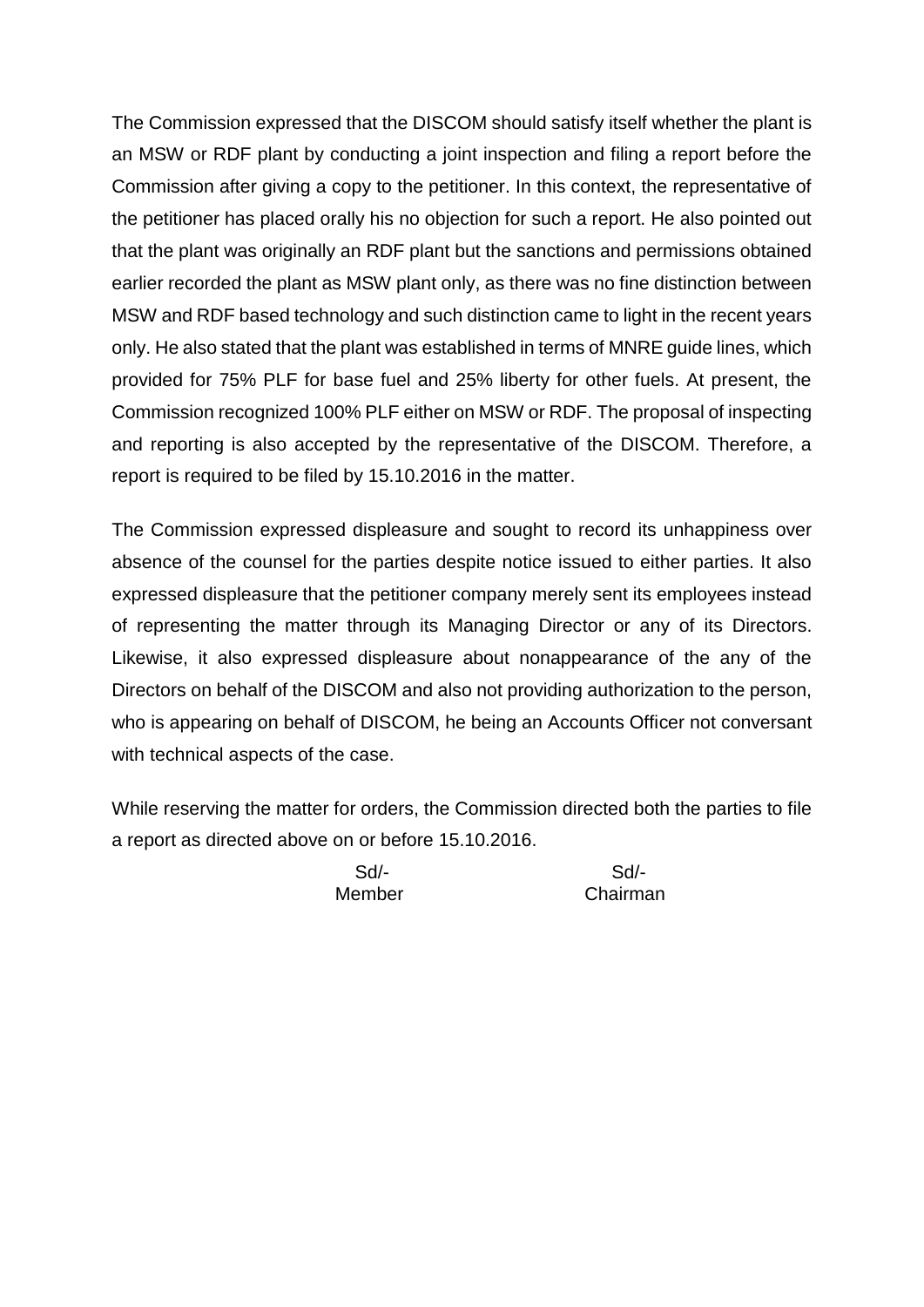The Commission expressed that the DISCOM should satisfy itself whether the plant is an MSW or RDF plant by conducting a joint inspection and filing a report before the Commission after giving a copy to the petitioner. In this context, the representative of the petitioner has placed orally his no objection for such a report. He also pointed out that the plant was originally an RDF plant but the sanctions and permissions obtained earlier recorded the plant as MSW plant only, as there was no fine distinction between MSW and RDF based technology and such distinction came to light in the recent years only. He also stated that the plant was established in terms of MNRE guide lines, which provided for 75% PLF for base fuel and 25% liberty for other fuels. At present, the Commission recognized 100% PLF either on MSW or RDF. The proposal of inspecting and reporting is also accepted by the representative of the DISCOM. Therefore, a report is required to be filed by 15.10.2016 in the matter.

The Commission expressed displeasure and sought to record its unhappiness over absence of the counsel for the parties despite notice issued to either parties. It also expressed displeasure that the petitioner company merely sent its employees instead of representing the matter through its Managing Director or any of its Directors. Likewise, it also expressed displeasure about nonappearance of the any of the Directors on behalf of the DISCOM and also not providing authorization to the person, who is appearing on behalf of DISCOM, he being an Accounts Officer not conversant with technical aspects of the case.

While reserving the matter for orders, the Commission directed both the parties to file a report as directed above on or before 15.10.2016.

| | |
|---|---|
| Sd/- | Sd/- |
| Member | Chairman |